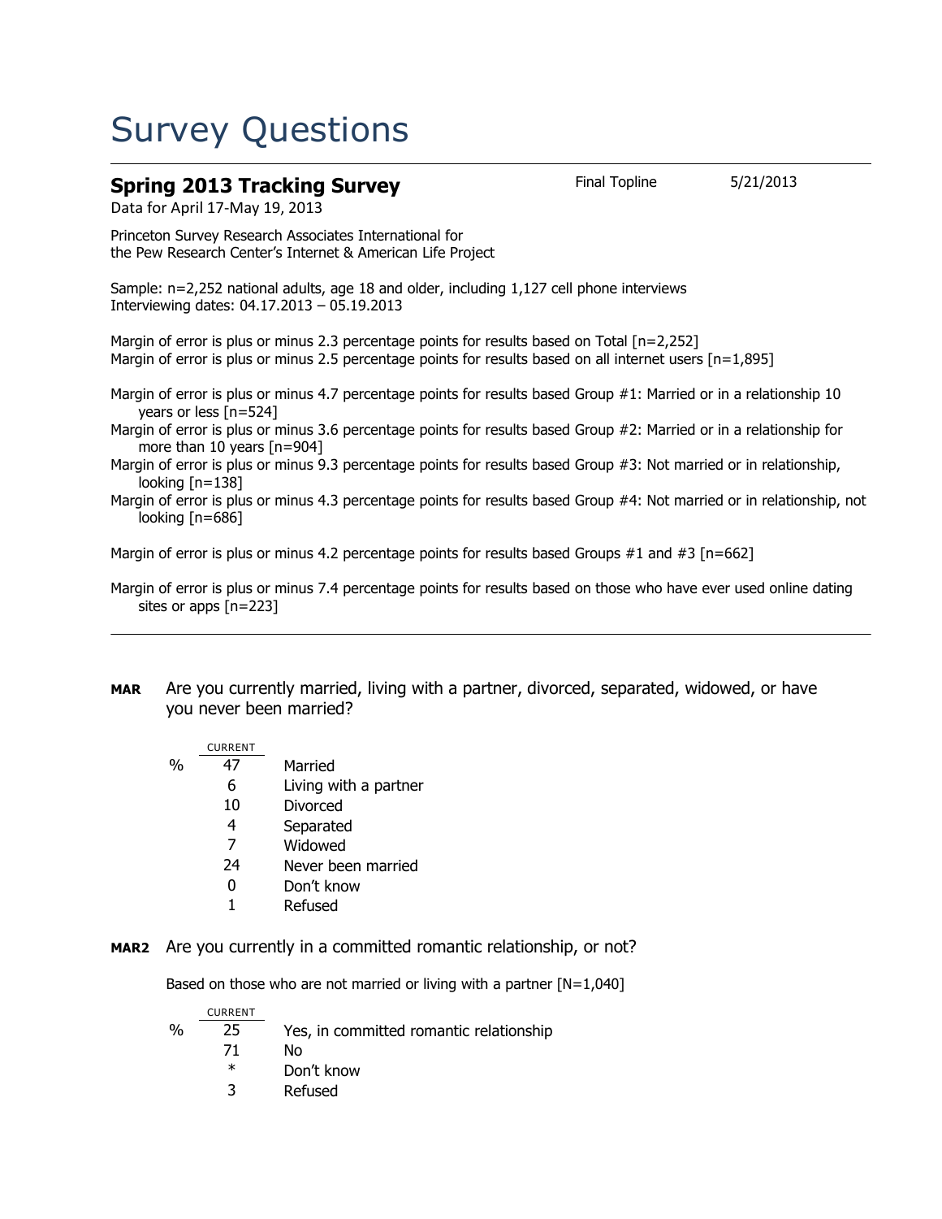# Survey Questions

## Spring 2013 Tracking Survey

Final Topline 5/21/2013

Data for April 17-May 19, 2013

Princeton Survey Research Associates International for
the Pew Research Center's Internet & American Life Project

Sample: n=2,252 national adults, age 18 and older, including 1,127 cell phone interviews
Interviewing dates: 04.17.2013 – 05.19.2013

Margin of error is plus or minus 2.3 percentage points for results based on Total [n=2,252]
Margin of error is plus or minus 2.5 percentage points for results based on all internet users [n=1,895]

Margin of error is plus or minus 4.7 percentage points for results based Group #1: Married or in a relationship 10 years or less [n=524]
Margin of error is plus or minus 3.6 percentage points for results based Group #2: Married or in a relationship for more than 10 years [n=904]
Margin of error is plus or minus 9.3 percentage points for results based Group #3: Not married or in relationship, looking [n=138]
Margin of error is plus or minus 4.3 percentage points for results based Group #4: Not married or in relationship, not looking [n=686]

Margin of error is plus or minus 4.2 percentage points for results based Groups #1 and #3 [n=662]

Margin of error is plus or minus 7.4 percentage points for results based on those who have ever used online dating sites or apps [n=223]

---

**MAR** Are you currently married, living with a partner, divorced, separated, widowed, or have you never been married?

| | CURRENT | |
|---|---|---|
| % | 47 | Married |
| | 6 | Living with a partner |
| | 10 | Divorced |
| | 4 | Separated |
| | 7 | Widowed |
| | 24 | Never been married |
| | 0 | Don't know |
| | 1 | Refused |

**MAR2** Are you currently in a committed romantic relationship, or not?

Based on those who are not married or living with a partner [N=1,040]

| | CURRENT | |
|---|---|---|
| % | 25 | Yes, in committed romantic relationship |
| | 71 | No |
| | * | Don't know |
| | 3 | Refused |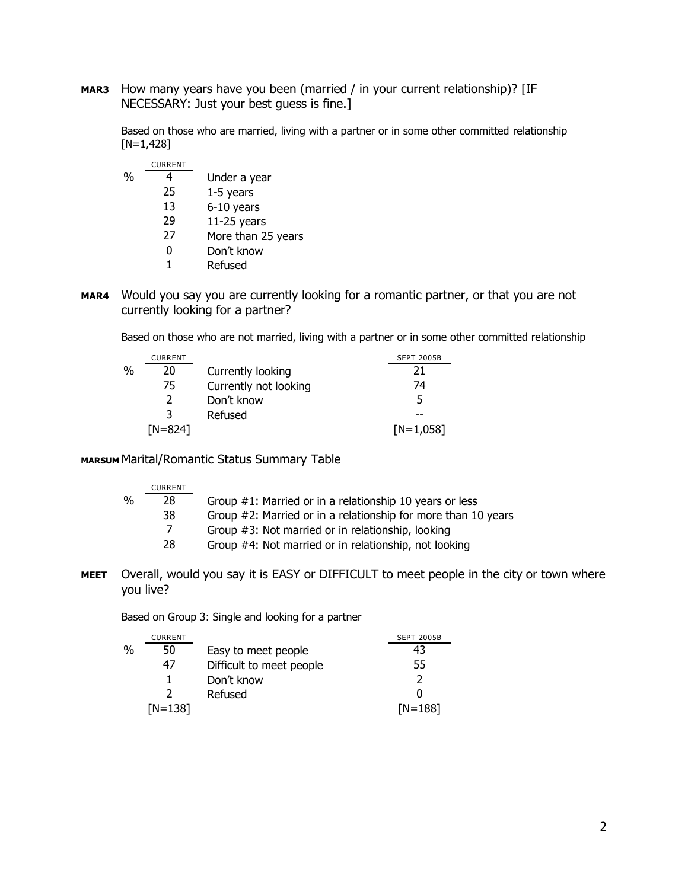**MAR3** How many years have you been (married / in your current relationship)? [IF NECESSARY: Just your best guess is fine.]

Based on those who are married, living with a partner or in some other committed relationship [N=1,428]

| | CURRENT | |
|---|---|---|
| % | 4 | Under a year |
| | 25 | 1-5 years |
| | 13 | 6-10 years |
| | 29 | 11-25 years |
| | 27 | More than 25 years |
| | 0 | Don't know |
| | 1 | Refused |

**MAR4** Would you say you are currently looking for a romantic partner, or that you are not currently looking for a partner?

Based on those who are not married, living with a partner or in some other committed relationship

| | CURRENT | | SEPT 2005B |
|---|---|---|---|
| % | 20 | Currently looking | 21 |
| | 75 | Currently not looking | 74 |
| | 2 | Don't know | 5 |
| | 3 | Refused | -- |
| | [N=824] | | [N=1,058] |

**MARSUM** Marital/Romantic Status Summary Table

| | CURRENT | |
|---|---|---|
| % | 28 | Group #1: Married or in a relationship 10 years or less |
| | 38 | Group #2: Married or in a relationship for more than 10 years |
| | 7 | Group #3: Not married or in relationship, looking |
| | 28 | Group #4: Not married or in relationship, not looking |

**MEET** Overall, would you say it is EASY or DIFFICULT to meet people in the city or town where you live?

Based on Group 3: Single and looking for a partner

| | CURRENT | | SEPT 2005B |
|---|---|---|---|
| % | 50 | Easy to meet people | 43 |
| | 47 | Difficult to meet people | 55 |
| | 1 | Don't know | 2 |
| | 2 | Refused | 0 |
| | [N=138] | | [N=188] |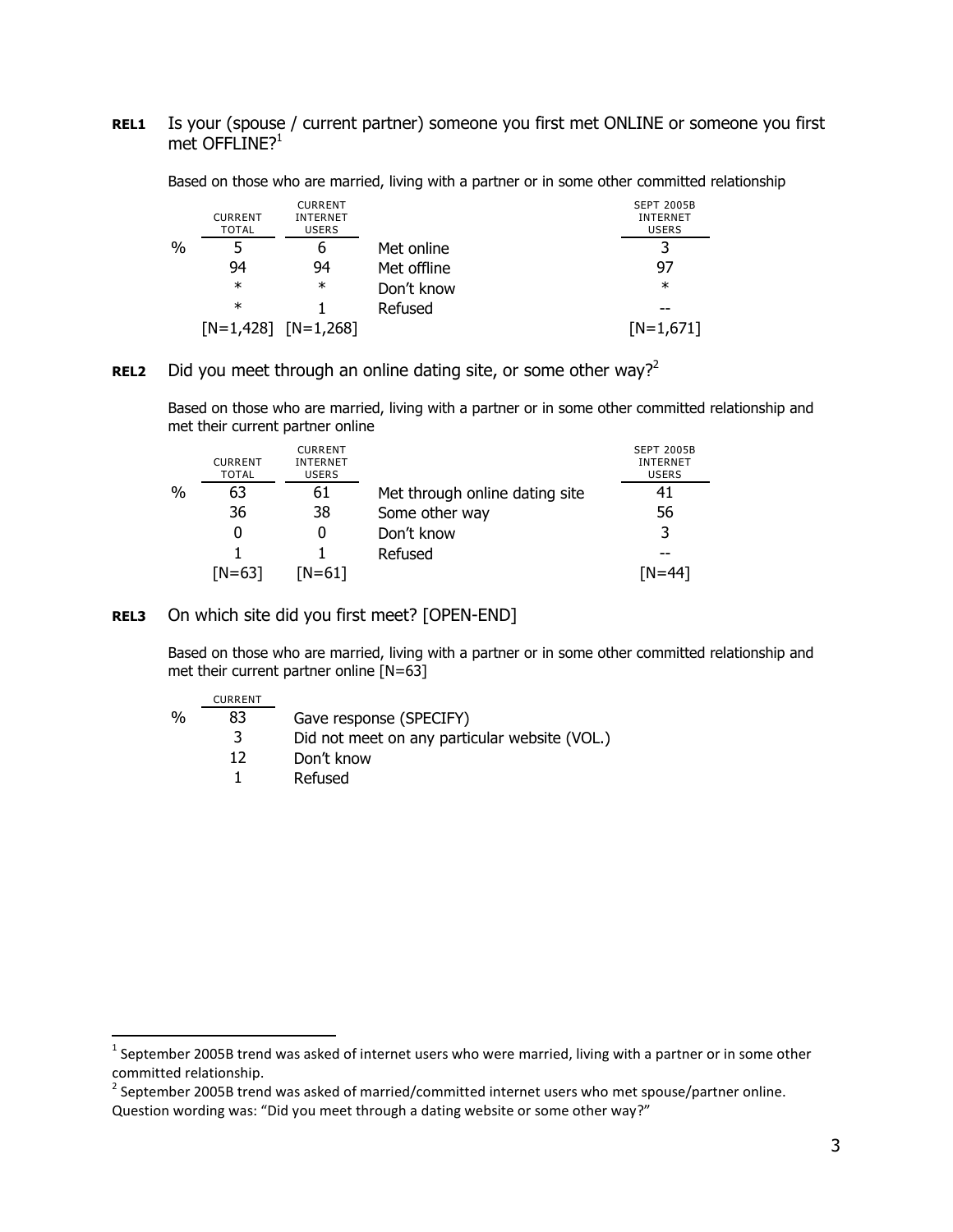**REL1** Is your (spouse / current partner) someone you first met ONLINE or someone you first met OFFLINE?[1]

Based on those who are married, living with a partner or in some other committed relationship

| | CURRENT TOTAL | CURRENT INTERNET USERS | | SEPT 2005B INTERNET USERS |
|---|---|---|---|---|
| % | 5 | 6 | Met online | 3 |
| | 94 | 94 | Met offline | 97 |
| | * | * | Don't know | * |
| | * | 1 | Refused | -- |
| | [N=1,428] | [N=1,268] | | [N=1,671] |

**REL2** Did you meet through an online dating site, or some other way?[2]

Based on those who are married, living with a partner or in some other committed relationship and met their current partner online

| | CURRENT TOTAL | CURRENT INTERNET USERS | | SEPT 2005B INTERNET USERS |
|---|---|---|---|---|
| % | 63 | 61 | Met through online dating site | 41 |
| | 36 | 38 | Some other way | 56 |
| | 0 | 0 | Don't know | 3 |
| | 1 | 1 | Refused | -- |
| | [N=63] | [N=61] | | [N=44] |

**REL3** On which site did you first meet? [OPEN-END]

Based on those who are married, living with a partner or in some other committed relationship and met their current partner online [N=63]

| | CURRENT | |
|---|---|---|
| % | 83 | Gave response (SPECIFY) |
| | 3 | Did not meet on any particular website (VOL.) |
| | 12 | Don't know |
| | 1 | Refused |

[1] September 2005B trend was asked of internet users who were married, living with a partner or in some other committed relationship.

[2] September 2005B trend was asked of married/committed internet users who met spouse/partner online. Question wording was: "Did you meet through a dating website or some other way?"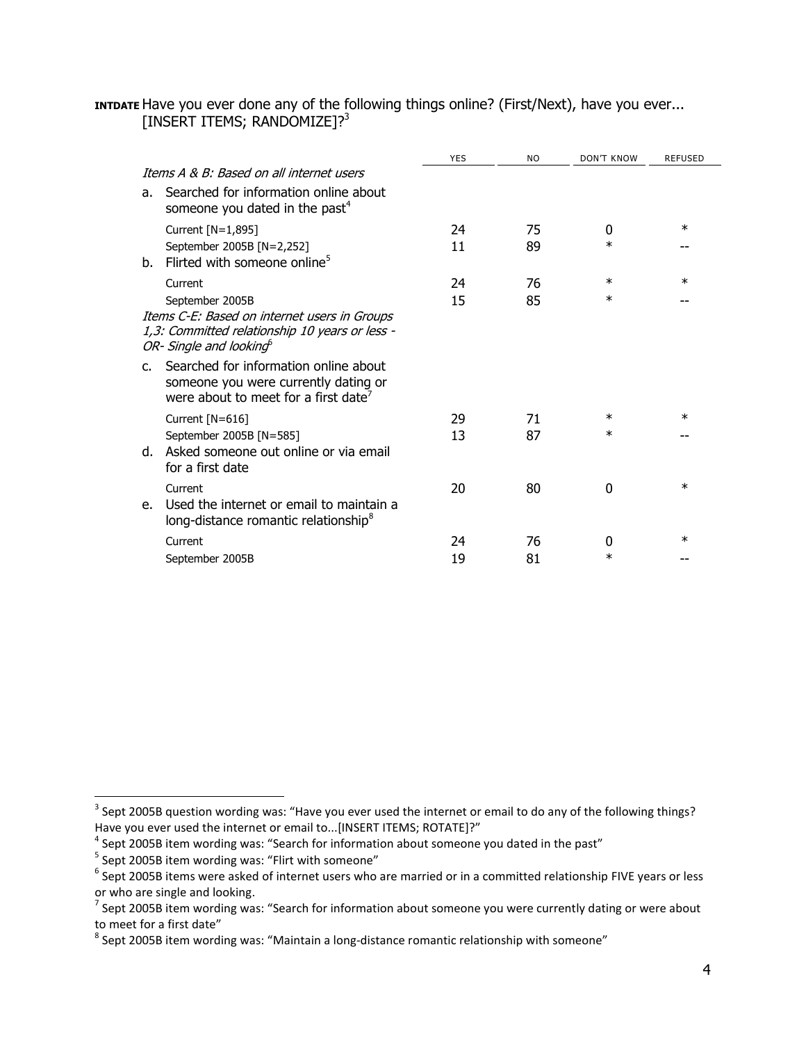**INTDATE** Have you ever done any of the following things online? (First/Next), have you ever... [INSERT ITEMS; RANDOMIZE]?[3]

| | YES | NO | DON'T KNOW | REFUSED |
|---|---|---|---|---|
| *Items A & B: Based on all internet users* | | | | |
| a. Searched for information online about someone you dated in the past[4] | | | | |
| Current [N=1,895] | 24 | 75 | 0 | * |
| September 2005B [N=2,252] | 11 | 89 | * | -- |
| b. Flirted with someone online[5] | | | | |
| Current | 24 | 76 | * | * |
| September 2005B | 15 | 85 | * | -- |
| *Items C-E: Based on internet users in Groups 1,3: Committed relationship 10 years or less -OR- Single and looking*[6] | | | | |
| c. Searched for information online about someone you were currently dating or were about to meet for a first date[7] | | | | |
| Current [N=616] | 29 | 71 | * | * |
| September 2005B [N=585] | 13 | 87 | * | -- |
| d. Asked someone out online or via email for a first date | | | | |
| Current | 20 | 80 | 0 | * |
| e. Used the internet or email to maintain a long-distance romantic relationship[8] | | | | |
| Current | 24 | 76 | 0 | * |
| September 2005B | 19 | 81 | * | -- |

[3] Sept 2005B question wording was: "Have you ever used the internet or email to do any of the following things? Have you ever used the internet or email to...[INSERT ITEMS; ROTATE]?"

[4] Sept 2005B item wording was: "Search for information about someone you dated in the past"

[5] Sept 2005B item wording was: "Flirt with someone"

[6] Sept 2005B items were asked of internet users who are married or in a committed relationship FIVE years or less or who are single and looking.

[7] Sept 2005B item wording was: "Search for information about someone you were currently dating or were about to meet for a first date"

[8] Sept 2005B item wording was: "Maintain a long-distance romantic relationship with someone"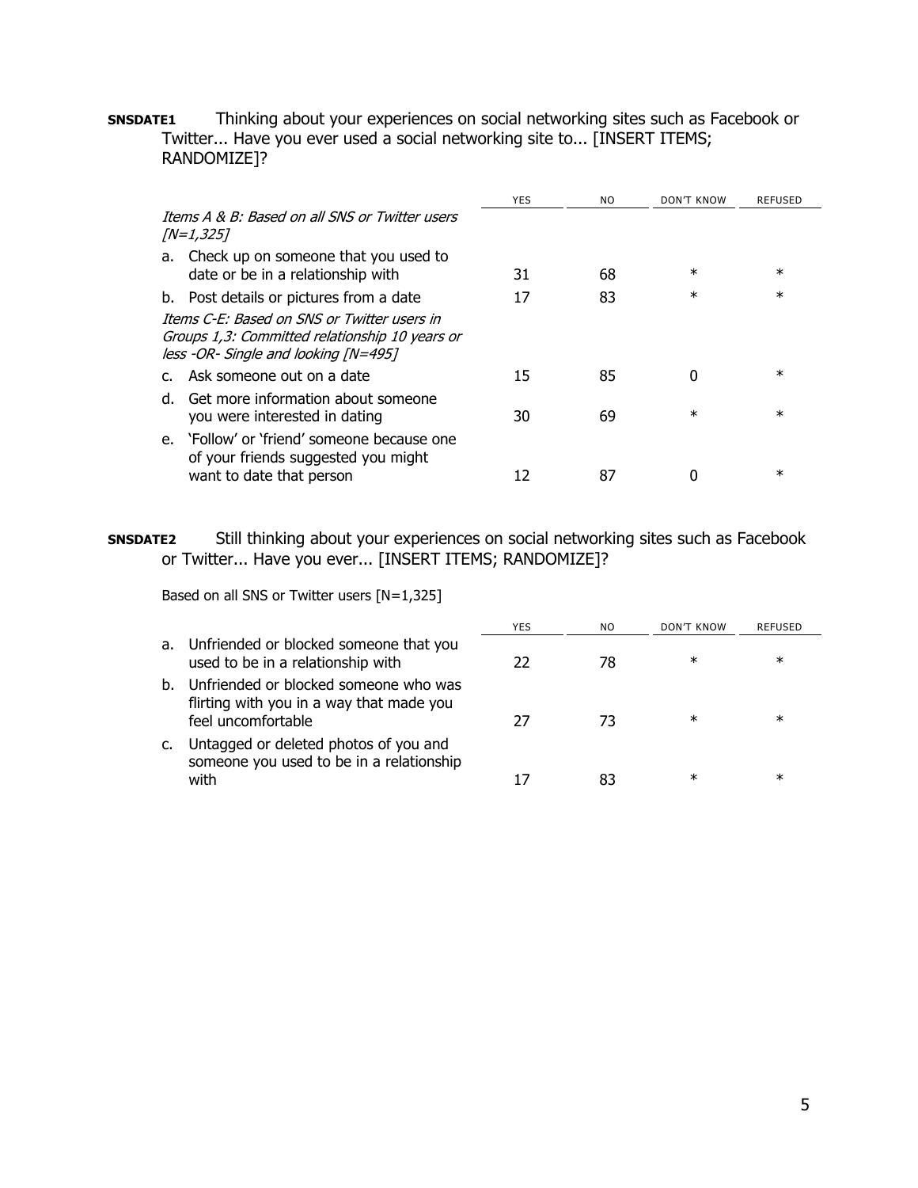**SNSDATE1** Thinking about your experiences on social networking sites such as Facebook or Twitter... Have you ever used a social networking site to... [INSERT ITEMS; RANDOMIZE]?

| | YES | NO | DON'T KNOW | REFUSED |
|---|---|---|---|---|
| *Items A & B: Based on all SNS or Twitter users [N=1,325]* | | | | |
| a. Check up on someone that you used to date or be in a relationship with | 31 | 68 | * | * |
| b. Post details or pictures from a date | 17 | 83 | * | * |
| *Items C-E: Based on SNS or Twitter users in Groups 1,3: Committed relationship 10 years or less -OR- Single and looking [N=495]* | | | | |
| c. Ask someone out on a date | 15 | 85 | 0 | * |
| d. Get more information about someone you were interested in dating | 30 | 69 | * | * |
| e. 'Follow' or 'friend' someone because one of your friends suggested you might want to date that person | 12 | 87 | 0 | * |

**SNSDATE2** Still thinking about your experiences on social networking sites such as Facebook or Twitter... Have you ever... [INSERT ITEMS; RANDOMIZE]?

Based on all SNS or Twitter users [N=1,325]

| | YES | NO | DON'T KNOW | REFUSED |
|---|---|---|---|---|
| a. Unfriended or blocked someone that you used to be in a relationship with | 22 | 78 | * | * |
| b. Unfriended or blocked someone who was flirting with you in a way that made you feel uncomfortable | 27 | 73 | * | * |
| c. Untagged or deleted photos of you and someone you used to be in a relationship with | 17 | 83 | * | * |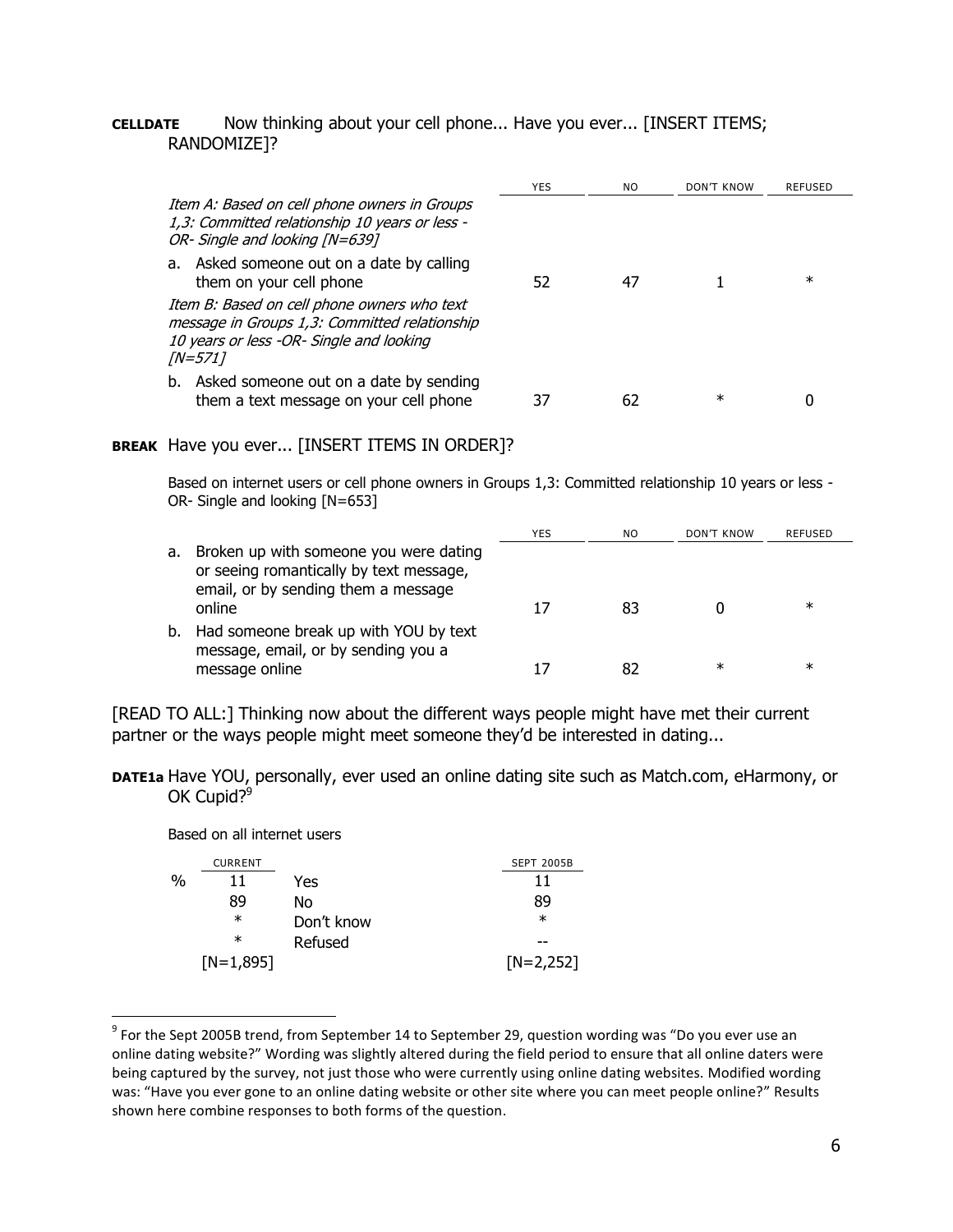**CELLDATE** Now thinking about your cell phone... Have you ever... [INSERT ITEMS; RANDOMIZE]?

| | YES | NO | DON'T KNOW | REFUSED |
|---|---|---|---|---|
| *Item A: Based on cell phone owners in Groups 1,3: Committed relationship 10 years or less -OR- Single and looking [N=639]* | | | | |
| a. Asked someone out on a date by calling them on your cell phone | 52 | 47 | 1 | * |
| *Item B: Based on cell phone owners who text message in Groups 1,3: Committed relationship 10 years or less -OR- Single and looking [N=571]* | | | | |
| b. Asked someone out on a date by sending them a text message on your cell phone | 37 | 62 | * | 0 |

**BREAK** Have you ever... [INSERT ITEMS IN ORDER]?

Based on internet users or cell phone owners in Groups 1,3: Committed relationship 10 years or less -OR- Single and looking [N=653]

| | YES | NO | DON'T KNOW | REFUSED |
|---|---|---|---|---|
| a. Broken up with someone you were dating or seeing romantically by text message, email, or by sending them a message online | 17 | 83 | 0 | * |
| b. Had someone break up with YOU by text message, email, or by sending you a message online | 17 | 82 | * | * |

[READ TO ALL:] Thinking now about the different ways people might have met their current partner or the ways people might meet someone they'd be interested in dating...

**DATE1a** Have YOU, personally, ever used an online dating site such as Match.com, eHarmony, or OK Cupid?[9]

Based on all internet users

| | CURRENT | | SEPT 2005B |
|---|---|---|---|
| % | 11 | Yes | 11 |
| | 89 | No | 89 |
| | * | Don't know | * |
| | * | Refused | -- |
| | [N=1,895] | | [N=2,252] |

[9] For the Sept 2005B trend, from September 14 to September 29, question wording was "Do you ever use an online dating website?" Wording was slightly altered during the field period to ensure that all online daters were being captured by the survey, not just those who were currently using online dating websites. Modified wording was: "Have you ever gone to an online dating website or other site where you can meet people online?" Results shown here combine responses to both forms of the question.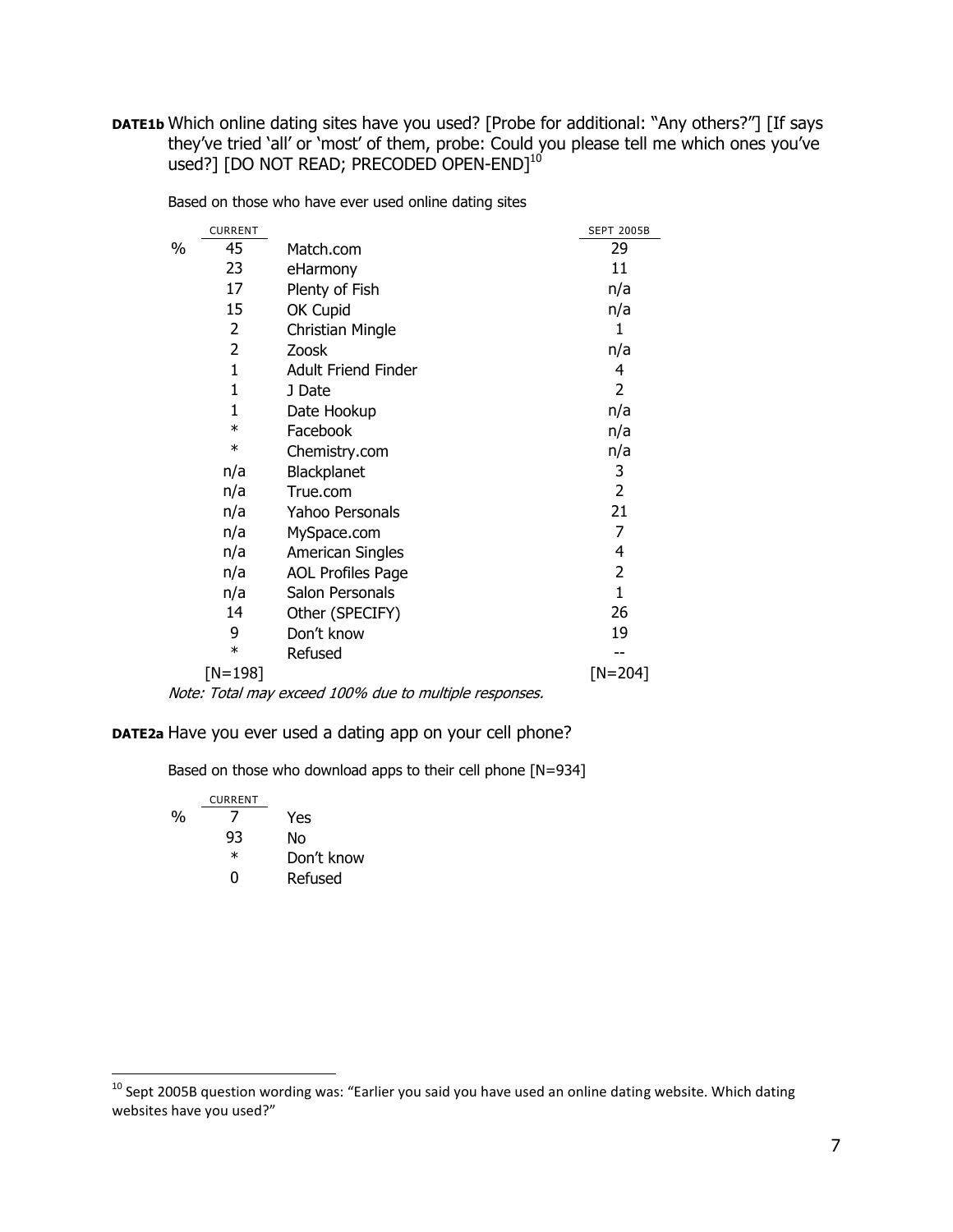**DATE1b** Which online dating sites have you used? [Probe for additional: "Any others?"] [If says they've tried 'all' or 'most' of them, probe: Could you please tell me which ones you've used?] [DO NOT READ; PRECODED OPEN-END][10]

Based on those who have ever used online dating sites

| | CURRENT | | SEPT 2005B |
|---|---|---|---|
| % | 45 | Match.com | 29 |
| | 23 | eHarmony | 11 |
| | 17 | Plenty of Fish | n/a |
| | 15 | OK Cupid | n/a |
| | 2 | Christian Mingle | 1 |
| | 2 | Zoosk | n/a |
| | 1 | Adult Friend Finder | 4 |
| | 1 | J Date | 2 |
| | 1 | Date Hookup | n/a |
| | * | Facebook | n/a |
| | * | Chemistry.com | n/a |
| | n/a | Blackplanet | 3 |
| | n/a | True.com | 2 |
| | n/a | Yahoo Personals | 21 |
| | n/a | MySpace.com | 7 |
| | n/a | American Singles | 4 |
| | n/a | AOL Profiles Page | 2 |
| | n/a | Salon Personals | 1 |
| | 14 | Other (SPECIFY) | 26 |
| | 9 | Don't know | 19 |
| | * | Refused | -- |
| | [N=198] | | [N=204] |

*Note: Total may exceed 100% due to multiple responses.*

**DATE2a** Have you ever used a dating app on your cell phone?

Based on those who download apps to their cell phone [N=934]

| | CURRENT | |
|---|---|---|
| % | 7 | Yes |
| | 93 | No |
| | * | Don't know |
| | 0 | Refused |

[10] Sept 2005B question wording was: "Earlier you said you have used an online dating website. Which dating websites have you used?"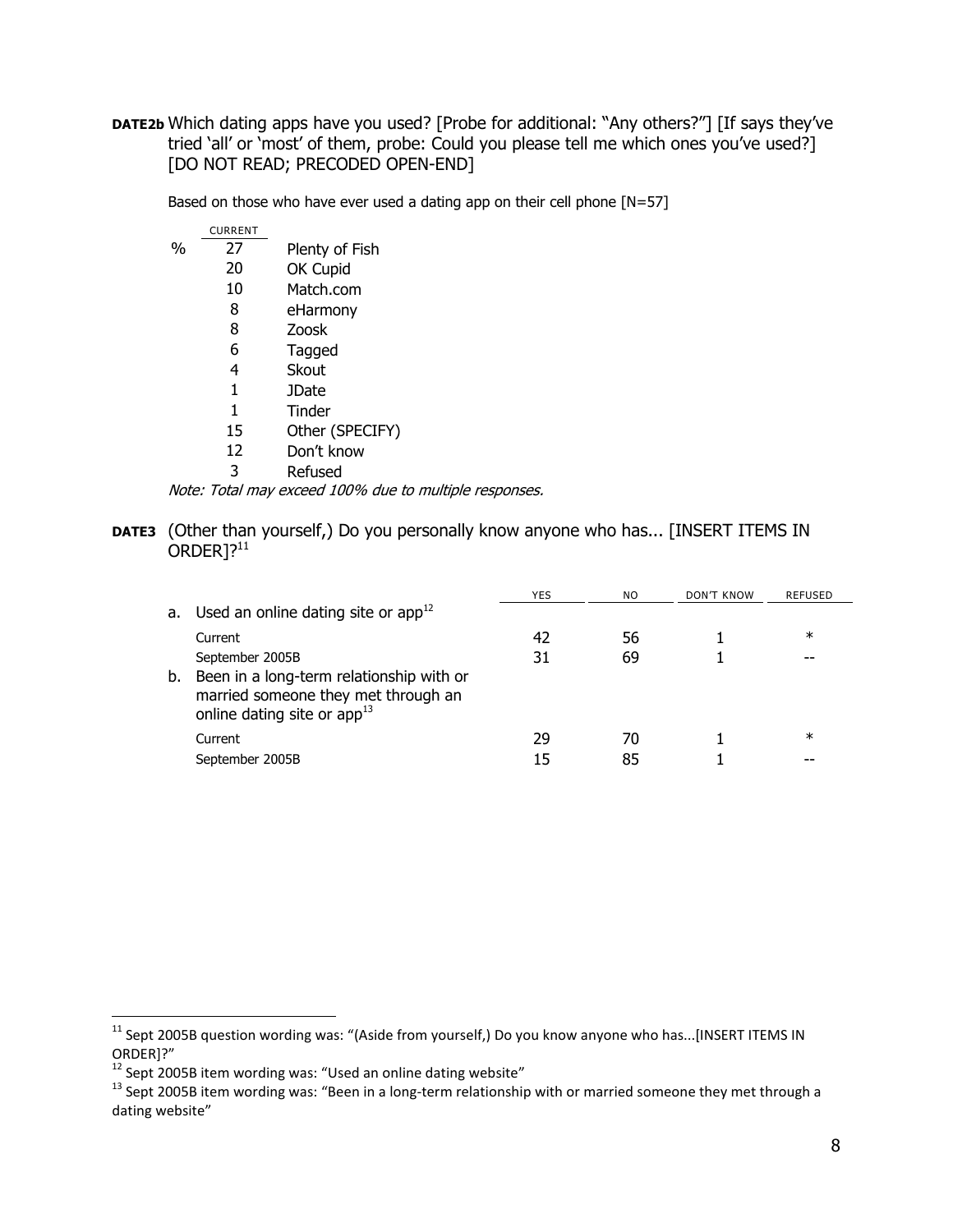**DATE2b** Which dating apps have you used? [Probe for additional: "Any others?"] [If says they've tried 'all' or 'most' of them, probe: Could you please tell me which ones you've used?] [DO NOT READ; PRECODED OPEN-END]

Based on those who have ever used a dating app on their cell phone [N=57]

| | CURRENT | |
|---|---|---|
| % | 27 | Plenty of Fish |
| | 20 | OK Cupid |
| | 10 | Match.com |
| | 8 | eHarmony |
| | 8 | Zoosk |
| | 6 | Tagged |
| | 4 | Skout |
| | 1 | JDate |
| | 1 | Tinder |
| | 15 | Other (SPECIFY) |
| | 12 | Don't know |
| | 3 | Refused |

*Note: Total may exceed 100% due to multiple responses.*

**DATE3** (Other than yourself,) Do you personally know anyone who has... [INSERT ITEMS IN ORDER]?[11]

| | YES | NO | DON'T KNOW | REFUSED |
|---|---|---|---|---|
| a. Used an online dating site or app[12] | | | | |
| Current | 42 | 56 | 1 | * |
| September 2005B | 31 | 69 | 1 | -- |
| b. Been in a long-term relationship with or married someone they met through an online dating site or app[13] | | | | |
| Current | 29 | 70 | 1 | * |
| September 2005B | 15 | 85 | 1 | -- |

[11] Sept 2005B question wording was: "(Aside from yourself,) Do you know anyone who has...[INSERT ITEMS IN ORDER]?"

[12] Sept 2005B item wording was: "Used an online dating website"

[13] Sept 2005B item wording was: "Been in a long-term relationship with or married someone they met through a dating website"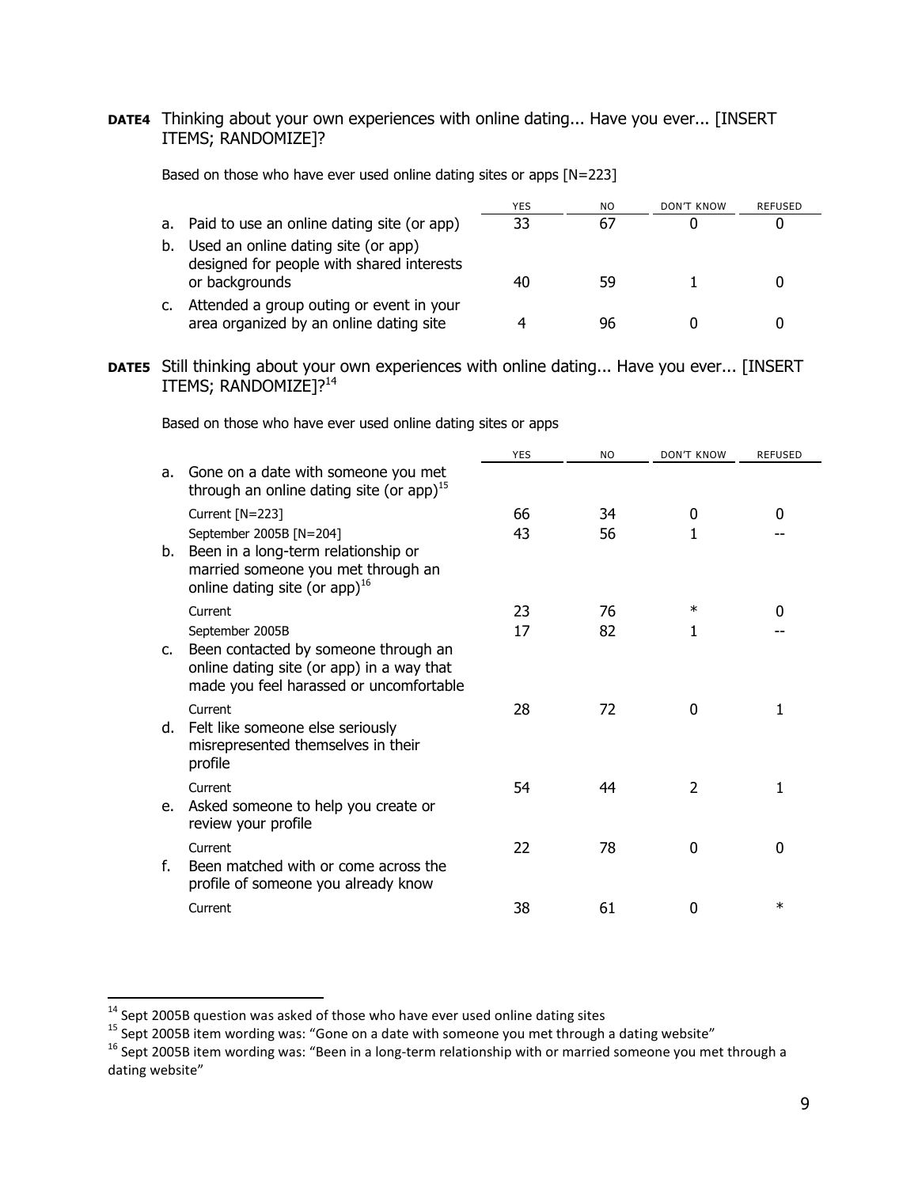**DATE4** Thinking about your own experiences with online dating... Have you ever... [INSERT ITEMS; RANDOMIZE]?

Based on those who have ever used online dating sites or apps [N=223]

| | YES | NO | DON'T KNOW | REFUSED |
|---|---|---|---|---|
| a. Paid to use an online dating site (or app) | 33 | 67 | 0 | 0 |
| b. Used an online dating site (or app) designed for people with shared interests or backgrounds | 40 | 59 | 1 | 0 |
| c. Attended a group outing or event in your area organized by an online dating site | 4 | 96 | 0 | 0 |

**DATE5** Still thinking about your own experiences with online dating... Have you ever... [INSERT ITEMS; RANDOMIZE]?[14]

Based on those who have ever used online dating sites or apps

| | YES | NO | DON'T KNOW | REFUSED |
|---|---|---|---|---|
| a. Gone on a date with someone you met through an online dating site (or app)[15] | | | | |
| Current [N=223] | 66 | 34 | 0 | 0 |
| September 2005B [N=204] | 43 | 56 | 1 | -- |
| b. Been in a long-term relationship or married someone you met through an online dating site (or app)[16] | | | | |
| Current | 23 | 76 | * | 0 |
| September 2005B | 17 | 82 | 1 | -- |
| c. Been contacted by someone through an online dating site (or app) in a way that made you feel harassed or uncomfortable | | | | |
| Current | 28 | 72 | 0 | 1 |
| d. Felt like someone else seriously misrepresented themselves in their profile | | | | |
| Current | 54 | 44 | 2 | 1 |
| e. Asked someone to help you create or review your profile | | | | |
| Current | 22 | 78 | 0 | 0 |
| f. Been matched with or come across the profile of someone you already know | | | | |
| Current | 38 | 61 | 0 | * |

[14] Sept 2005B question was asked of those who have ever used online dating sites

[15] Sept 2005B item wording was: "Gone on a date with someone you met through a dating website"

[16] Sept 2005B item wording was: "Been in a long-term relationship with or married someone you met through a dating website"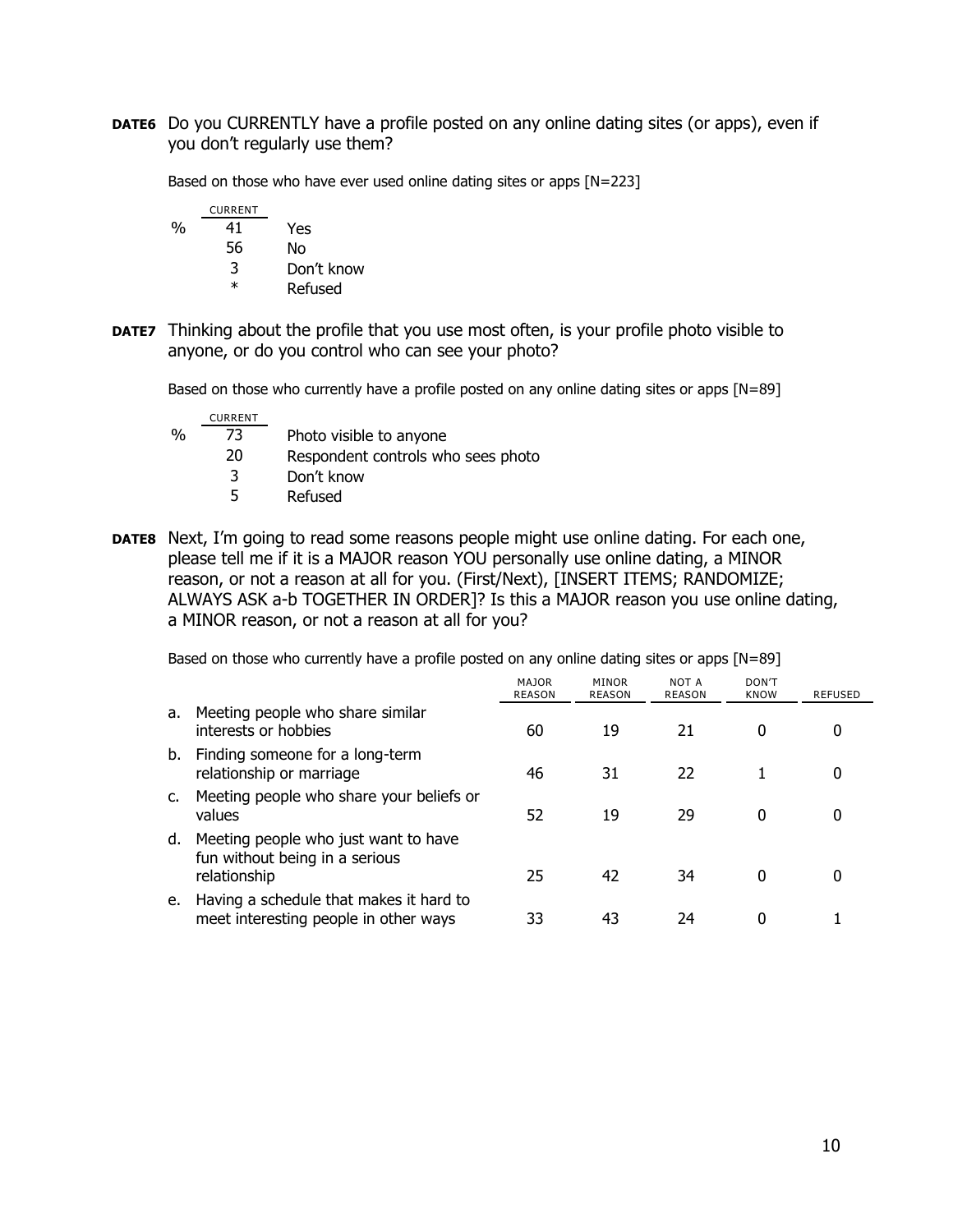**DATE6** Do you CURRENTLY have a profile posted on any online dating sites (or apps), even if you don't regularly use them?

Based on those who have ever used online dating sites or apps [N=223]

| | CURRENT | |
|---|---|---|
| % | 41 | Yes |
| | 56 | No |
| | 3 | Don't know |
| | * | Refused |

**DATE7** Thinking about the profile that you use most often, is your profile photo visible to anyone, or do you control who can see your photo?

Based on those who currently have a profile posted on any online dating sites or apps [N=89]

| | CURRENT | |
|---|---|---|
| % | 73 | Photo visible to anyone |
| | 20 | Respondent controls who sees photo |
| | 3 | Don't know |
| | 5 | Refused |

**DATE8** Next, I'm going to read some reasons people might use online dating. For each one, please tell me if it is a MAJOR reason YOU personally use online dating, a MINOR reason, or not a reason at all for you. (First/Next), [INSERT ITEMS; RANDOMIZE; ALWAYS ASK a-b TOGETHER IN ORDER]? Is this a MAJOR reason you use online dating, a MINOR reason, or not a reason at all for you?

Based on those who currently have a profile posted on any online dating sites or apps [N=89]

| | MAJOR REASON | MINOR REASON | NOT A REASON | DON'T KNOW | REFUSED |
|---|---|---|---|---|---|
| a. Meeting people who share similar interests or hobbies | 60 | 19 | 21 | 0 | 0 |
| b. Finding someone for a long-term relationship or marriage | 46 | 31 | 22 | 1 | 0 |
| c. Meeting people who share your beliefs or values | 52 | 19 | 29 | 0 | 0 |
| d. Meeting people who just want to have fun without being in a serious relationship | 25 | 42 | 34 | 0 | 0 |
| e. Having a schedule that makes it hard to meet interesting people in other ways | 33 | 43 | 24 | 0 | 1 |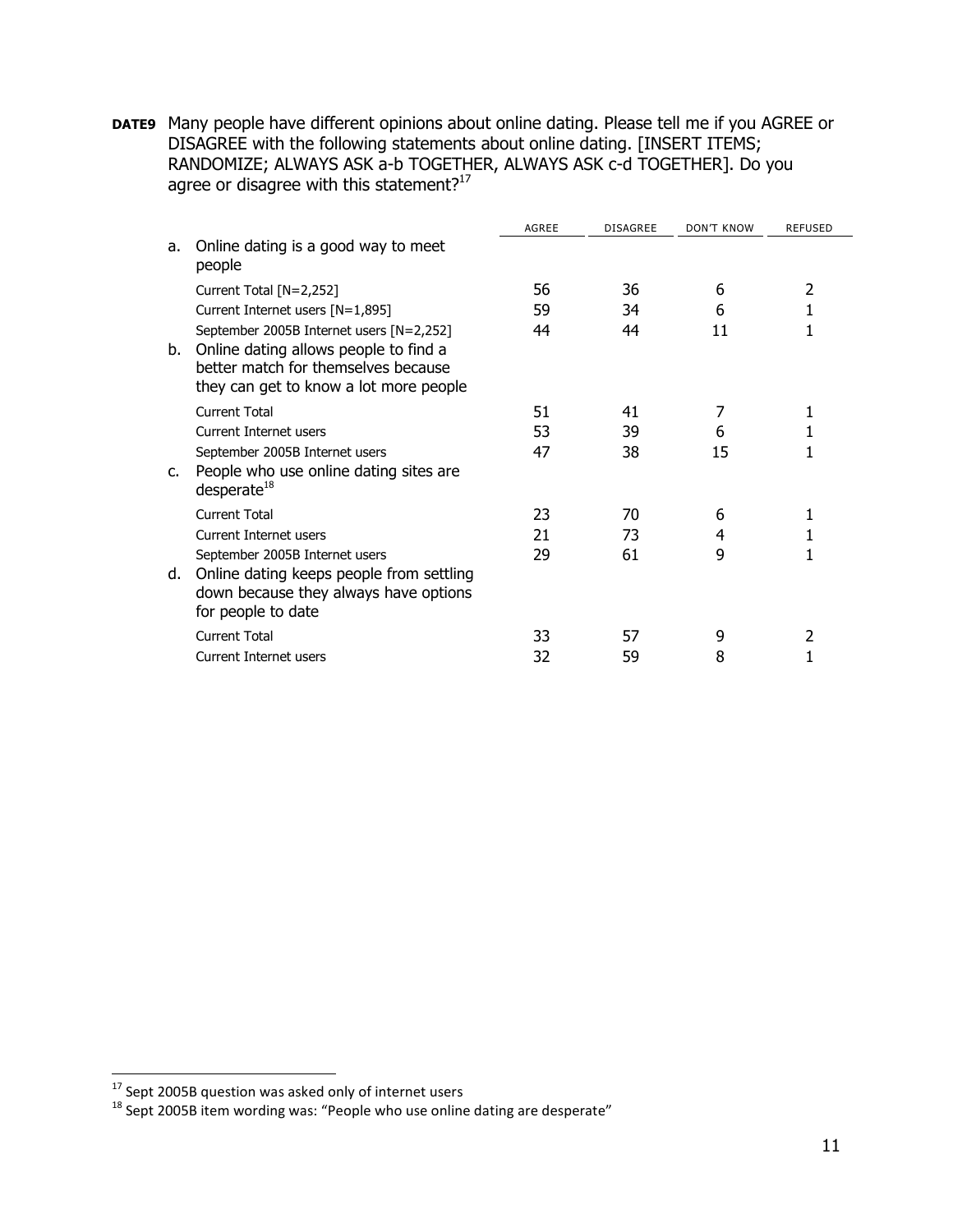**DATE9** Many people have different opinions about online dating. Please tell me if you AGREE or DISAGREE with the following statements about online dating. [INSERT ITEMS; RANDOMIZE; ALWAYS ASK a-b TOGETHER, ALWAYS ASK c-d TOGETHER]. Do you agree or disagree with this statement?[17]

| | AGREE | DISAGREE | DON'T KNOW | REFUSED |
|---|---|---|---|---|
| a. Online dating is a good way to meet people | | | | |
| Current Total [N=2,252] | 56 | 36 | 6 | 2 |
| Current Internet users [N=1,895] | 59 | 34 | 6 | 1 |
| September 2005B Internet users [N=2,252] | 44 | 44 | 11 | 1 |
| b. Online dating allows people to find a better match for themselves because they can get to know a lot more people | | | | |
| Current Total | 51 | 41 | 7 | 1 |
| Current Internet users | 53 | 39 | 6 | 1 |
| September 2005B Internet users | 47 | 38 | 15 | 1 |
| c. People who use online dating sites are desperate[18] | | | | |
| Current Total | 23 | 70 | 6 | 1 |
| Current Internet users | 21 | 73 | 4 | 1 |
| September 2005B Internet users | 29 | 61 | 9 | 1 |
| d. Online dating keeps people from settling down because they always have options for people to date | | | | |
| Current Total | 33 | 57 | 9 | 2 |
| Current Internet users | 32 | 59 | 8 | 1 |

[17] Sept 2005B question was asked only of internet users

[18] Sept 2005B item wording was: "People who use online dating are desperate"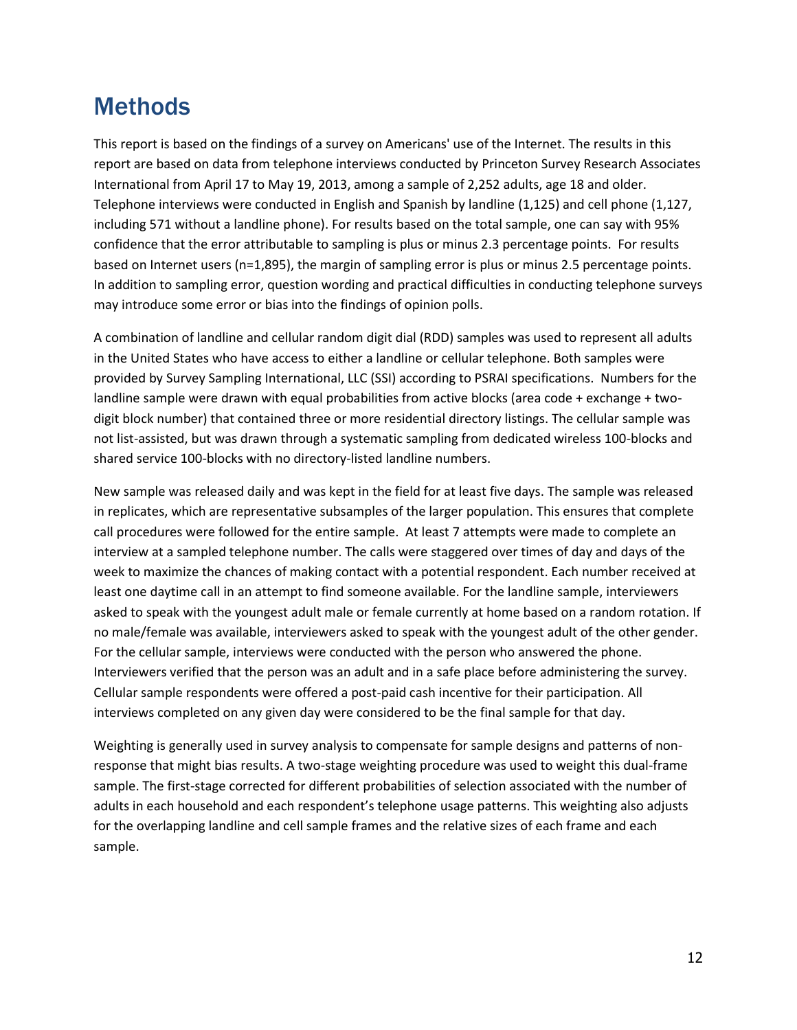# Methods

This report is based on the findings of a survey on Americans' use of the Internet. The results in this report are based on data from telephone interviews conducted by Princeton Survey Research Associates International from April 17 to May 19, 2013, among a sample of 2,252 adults, age 18 and older. Telephone interviews were conducted in English and Spanish by landline (1,125) and cell phone (1,127, including 571 without a landline phone). For results based on the total sample, one can say with 95% confidence that the error attributable to sampling is plus or minus 2.3 percentage points. For results based on Internet users (n=1,895), the margin of sampling error is plus or minus 2.5 percentage points. In addition to sampling error, question wording and practical difficulties in conducting telephone surveys may introduce some error or bias into the findings of opinion polls.

A combination of landline and cellular random digit dial (RDD) samples was used to represent all adults in the United States who have access to either a landline or cellular telephone. Both samples were provided by Survey Sampling International, LLC (SSI) according to PSRAI specifications. Numbers for the landline sample were drawn with equal probabilities from active blocks (area code + exchange + two-digit block number) that contained three or more residential directory listings. The cellular sample was not list-assisted, but was drawn through a systematic sampling from dedicated wireless 100-blocks and shared service 100-blocks with no directory-listed landline numbers.

New sample was released daily and was kept in the field for at least five days. The sample was released in replicates, which are representative subsamples of the larger population. This ensures that complete call procedures were followed for the entire sample. At least 7 attempts were made to complete an interview at a sampled telephone number. The calls were staggered over times of day and days of the week to maximize the chances of making contact with a potential respondent. Each number received at least one daytime call in an attempt to find someone available. For the landline sample, interviewers asked to speak with the youngest adult male or female currently at home based on a random rotation. If no male/female was available, interviewers asked to speak with the youngest adult of the other gender. For the cellular sample, interviews were conducted with the person who answered the phone. Interviewers verified that the person was an adult and in a safe place before administering the survey. Cellular sample respondents were offered a post-paid cash incentive for their participation. All interviews completed on any given day were considered to be the final sample for that day.

Weighting is generally used in survey analysis to compensate for sample designs and patterns of non-response that might bias results. A two-stage weighting procedure was used to weight this dual-frame sample. The first-stage corrected for different probabilities of selection associated with the number of adults in each household and each respondent's telephone usage patterns. This weighting also adjusts for the overlapping landline and cell sample frames and the relative sizes of each frame and each sample.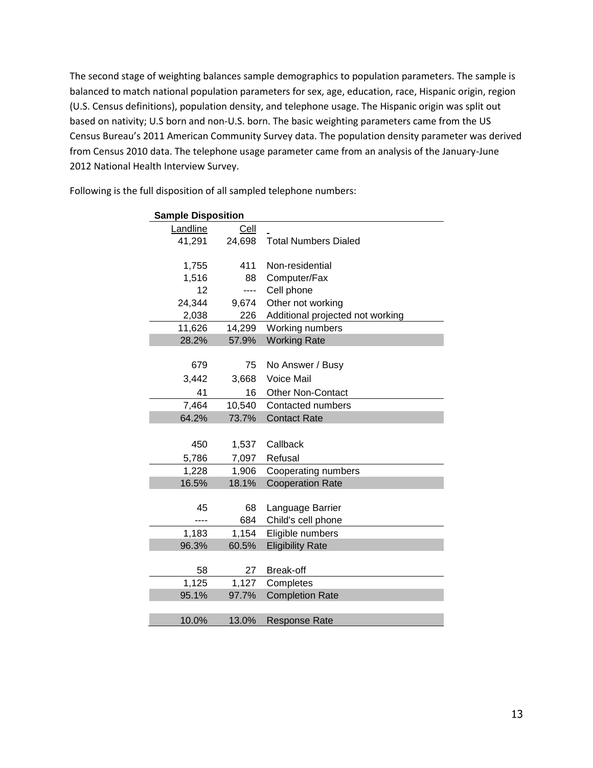The second stage of weighting balances sample demographics to population parameters. The sample is balanced to match national population parameters for sex, age, education, race, Hispanic origin, region (U.S. Census definitions), population density, and telephone usage. The Hispanic origin was split out based on nativity; U.S born and non-U.S. born. The basic weighting parameters came from the US Census Bureau's 2011 American Community Survey data. The population density parameter was derived from Census 2010 data. The telephone usage parameter came from an analysis of the January-June 2012 National Health Interview Survey.

Following is the full disposition of all sampled telephone numbers:

**Sample Disposition**

| Landline | Cell | |
|---|---|---|
| 41,291 | 24,698 | Total Numbers Dialed |
| | | |
| 1,755 | 411 | Non-residential |
| 1,516 | 88 | Computer/Fax |
| 12 | ---- | Cell phone |
| 24,344 | 9,674 | Other not working |
| 2,038 | 226 | Additional projected not working |
| 11,626 | 14,299 | Working numbers |
| 28.2% | 57.9% | Working Rate |
| | | |
| 679 | 75 | No Answer / Busy |
| 3,442 | 3,668 | Voice Mail |
| 41 | 16 | Other Non-Contact |
| 7,464 | 10,540 | Contacted numbers |
| 64.2% | 73.7% | Contact Rate |
| | | |
| 450 | 1,537 | Callback |
| 5,786 | 7,097 | Refusal |
| 1,228 | 1,906 | Cooperating numbers |
| 16.5% | 18.1% | Cooperation Rate |
| | | |
| 45 | 68 | Language Barrier |
| ---- | 684 | Child's cell phone |
| 1,183 | 1,154 | Eligible numbers |
| 96.3% | 60.5% | Eligibility Rate |
| | | |
| 58 | 27 | Break-off |
| 1,125 | 1,127 | Completes |
| 95.1% | 97.7% | Completion Rate |
| | | |
| 10.0% | 13.0% | Response Rate |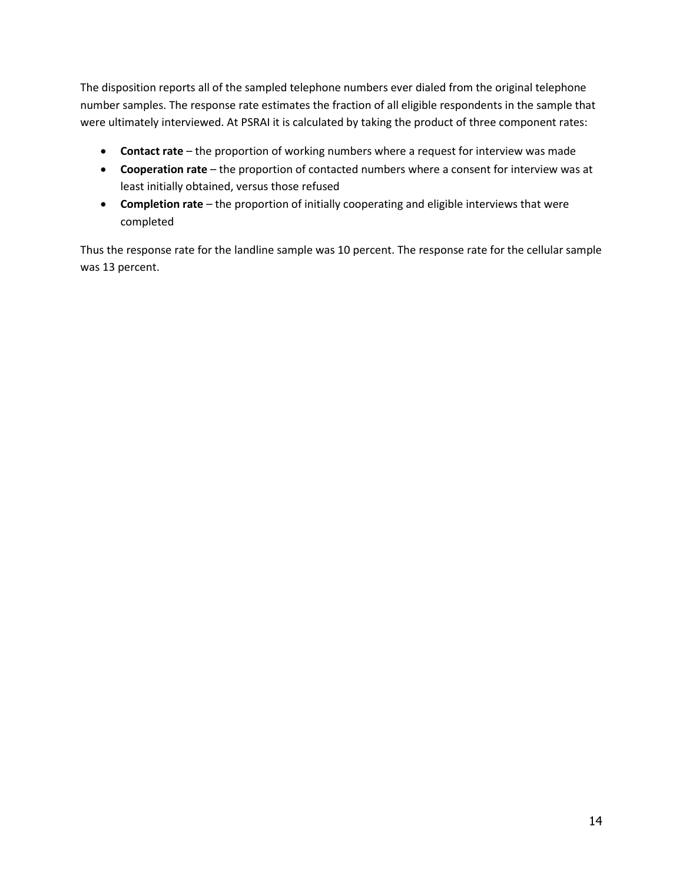The disposition reports all of the sampled telephone numbers ever dialed from the original telephone number samples. The response rate estimates the fraction of all eligible respondents in the sample that were ultimately interviewed. At PSRAI it is calculated by taking the product of three component rates:

- **Contact rate** – the proportion of working numbers where a request for interview was made
- **Cooperation rate** – the proportion of contacted numbers where a consent for interview was at least initially obtained, versus those refused
- **Completion rate** – the proportion of initially cooperating and eligible interviews that were completed

Thus the response rate for the landline sample was 10 percent. The response rate for the cellular sample was 13 percent.